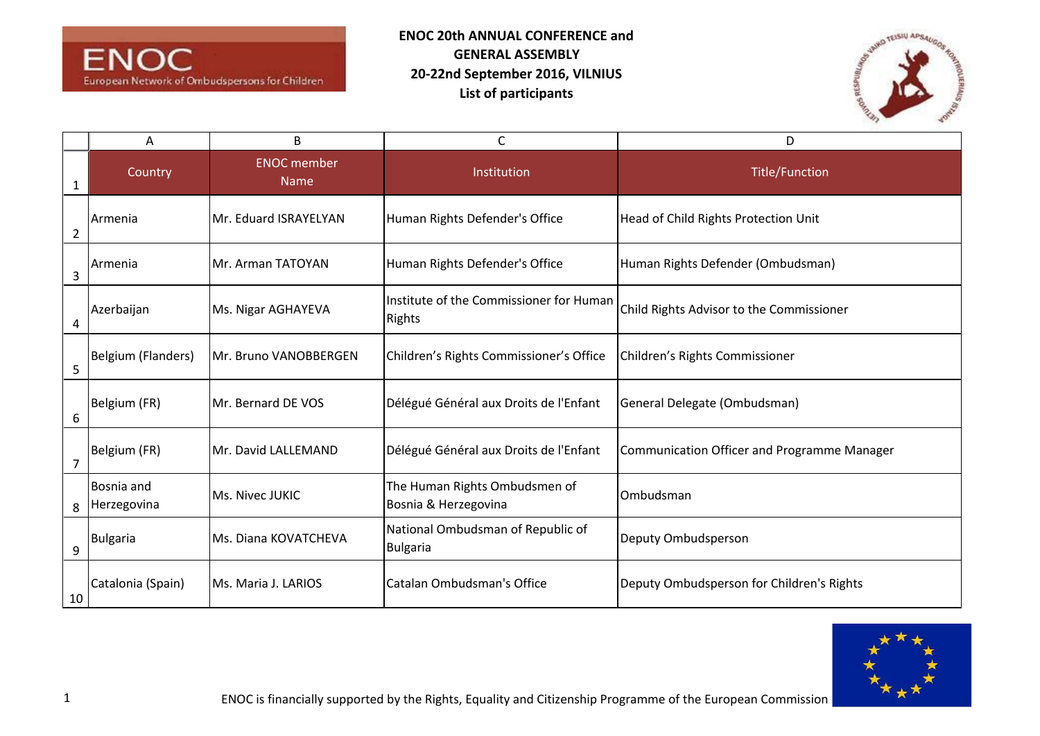**ENOC 20th ANNUAL CONFERENCE and GENERAL ASSEMBLY**
**20-22nd September 2016, VILNIUS**
**List of participants**

| | A | B | C | D |
|---|---|---|---|---|
| 1 | Country | ENOC member Name | Institution | Title/Function |
| 2 | Armenia | Mr. Eduard ISRAYELYAN | Human Rights Defender's Office | Head of Child Rights Protection Unit |
| 3 | Armenia | Mr. Arman TATOYAN | Human Rights Defender's Office | Human Rights Defender (Ombudsman) |
| 4 | Azerbaijan | Ms. Nigar AGHAYEVA | Institute of the Commissioner for Human Rights | Child Rights Advisor to the Commissioner |
| 5 | Belgium (Flanders) | Mr. Bruno VANOBBERGEN | Children's Rights Commissioner's Office | Children's Rights Commissioner |
| 6 | Belgium (FR) | Mr. Bernard DE VOS | Délégué Général aux Droits de l'Enfant | General Delegate (Ombudsman) |
| 7 | Belgium (FR) | Mr. David LALLEMAND | Délégué Général aux Droits de l'Enfant | Communication Officer and Programme Manager |
| 8 | Bosnia and Herzegovina | Ms. Nivec JUKIC | The Human Rights Ombudsmen of Bosnia & Herzegovina | Ombudsman |
| 9 | Bulgaria | Ms. Diana KOVATCHEVA | National Ombudsman of Republic of Bulgaria | Deputy Ombudsperson |
| 10 | Catalonia (Spain) | Ms. Maria J. LARIOS | Catalan Ombudsman's Office | Deputy Ombudsperson for Children's Rights |

ENOC is financially supported by the Rights, Equality and Citizenship Programme of the European Commission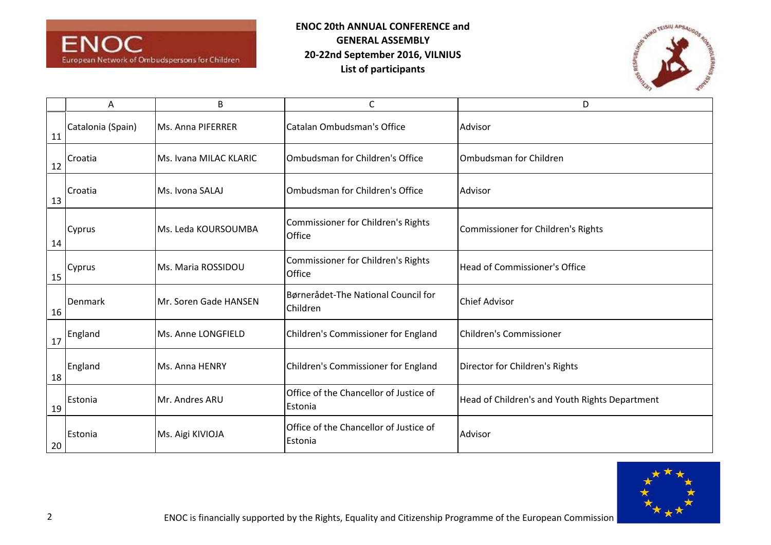**ENOC 20th ANNUAL CONFERENCE and GENERAL ASSEMBLY**
**20-22nd September 2016, VILNIUS**
**List of participants**

| | A | B | C | D |
|---|---|---|---|---|
| 11 | Catalonia (Spain) | Ms. Anna PIFERRER | Catalan Ombudsman's Office | Advisor |
| 12 | Croatia | Ms. Ivana MILAC KLARIC | Ombudsman for Children's Office | Ombudsman for Children |
| 13 | Croatia | Ms. Ivona SALAJ | Ombudsman for Children's Office | Advisor |
| 14 | Cyprus | Ms. Leda KOURSOUMBA | Commissioner for Children's Rights Office | Commissioner for Children's Rights |
| 15 | Cyprus | Ms. Maria ROSSIDOU | Commissioner for Children's Rights Office | Head of Commissioner's Office |
| 16 | Denmark | Mr. Soren Gade HANSEN | Børnerådet-The National Council for Children | Chief Advisor |
| 17 | England | Ms. Anne LONGFIELD | Children's Commissioner for England | Children's Commissioner |
| 18 | England | Ms. Anna HENRY | Children's Commissioner for England | Director for Children's Rights |
| 19 | Estonia | Mr. Andres ARU | Office of the Chancellor of Justice of Estonia | Head of Children's and Youth Rights Department |
| 20 | Estonia | Ms. Aigi KIVIOJA | Office of the Chancellor of Justice of Estonia | Advisor |

ENOC is financially supported by the Rights, Equality and Citizenship Programme of the European Commission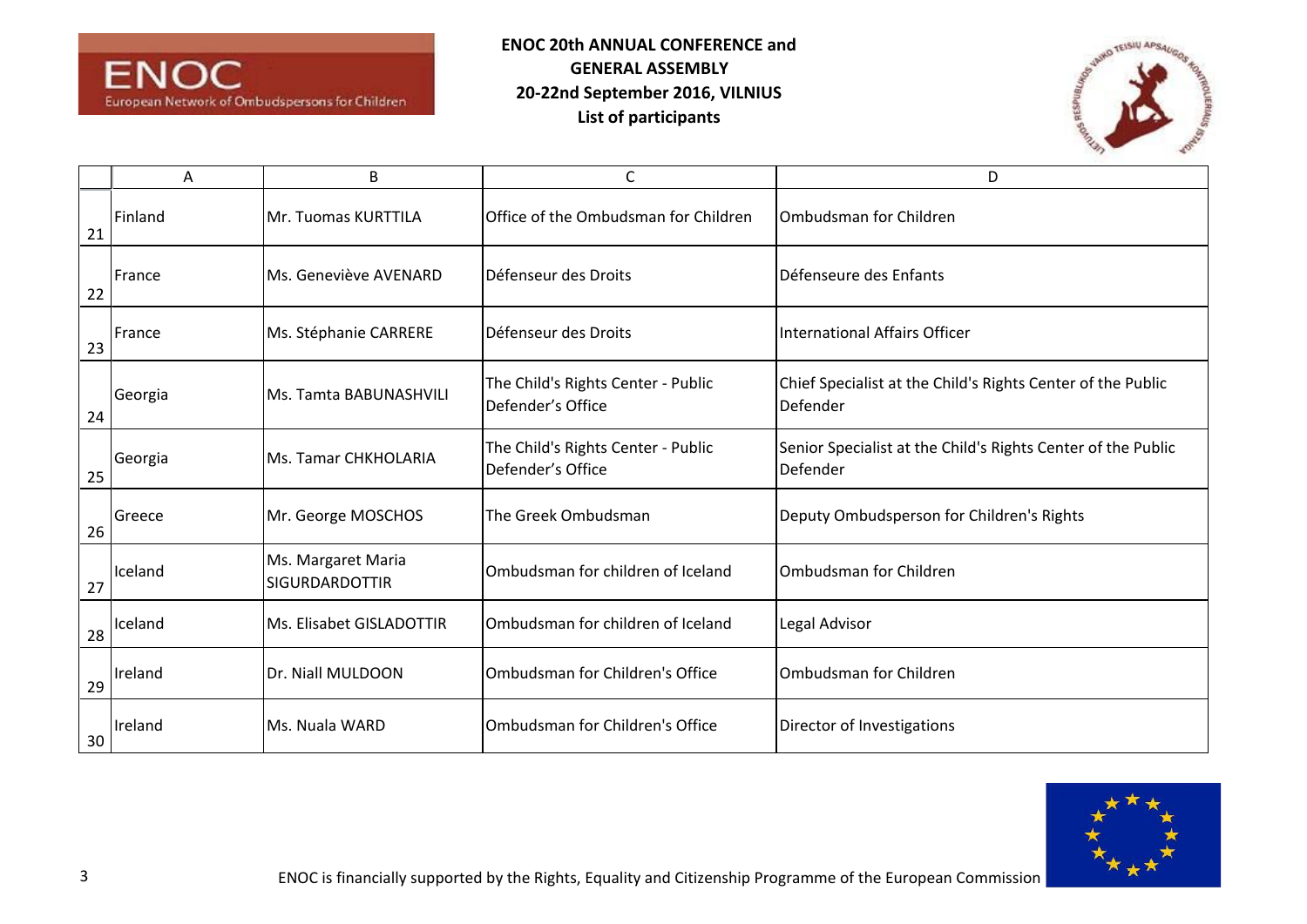**ENOC 20th ANNUAL CONFERENCE and GENERAL ASSEMBLY**
**20-22nd September 2016, VILNIUS**
**List of participants**

| | A | B | C | D |
|---|---|---|---|---|
| 21 | Finland | Mr. Tuomas KURTTILA | Office of the Ombudsman for Children | Ombudsman for Children |
| 22 | France | Ms. Geneviève AVENARD | Défenseur des Droits | Défenseure des Enfants |
| 23 | France | Ms. Stéphanie CARRERE | Défenseur des Droits | International Affairs Officer |
| 24 | Georgia | Ms. Tamta BABUNASHVILI | The Child's Rights Center - Public Defender's Office | Chief Specialist at the Child's Rights Center of the Public Defender |
| 25 | Georgia | Ms. Tamar CHKHOLARIA | The Child's Rights Center - Public Defender's Office | Senior Specialist at the Child's Rights Center of the Public Defender |
| 26 | Greece | Mr. George MOSCHOS | The Greek Ombudsman | Deputy Ombudsperson for Children's Rights |
| 27 | Iceland | Ms. Margaret Maria SIGURDARDOTTIR | Ombudsman for children of Iceland | Ombudsman for Children |
| 28 | Iceland | Ms. Elisabet GISLADOTTIR | Ombudsman for children of Iceland | Legal Advisor |
| 29 | Ireland | Dr. Niall MULDOON | Ombudsman for Children's Office | Ombudsman for Children |
| 30 | Ireland | Ms. Nuala WARD | Ombudsman for Children's Office | Director of Investigations |

ENOC is financially supported by the Rights, Equality and Citizenship Programme of the European Commission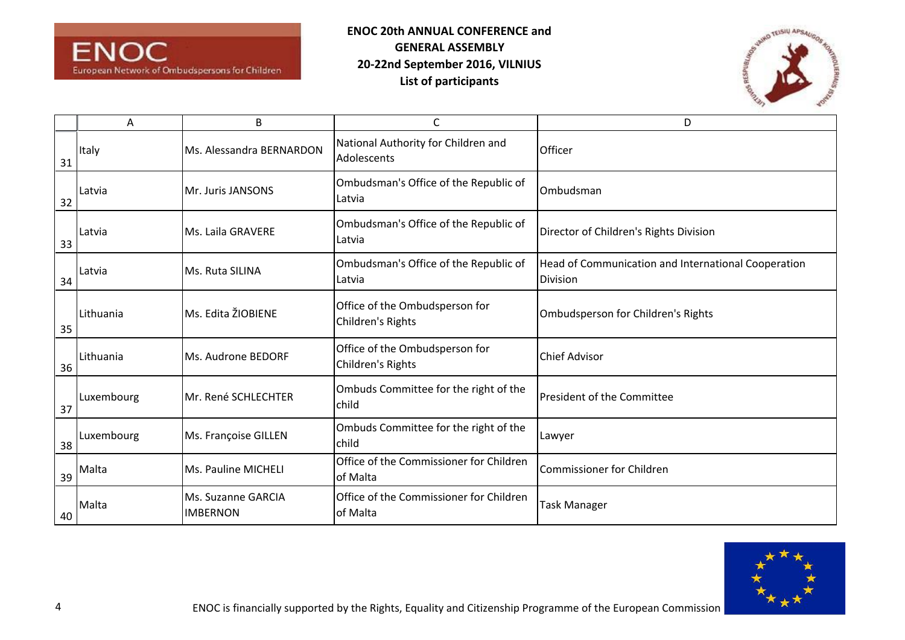**ENOC 20th ANNUAL CONFERENCE and GENERAL ASSEMBLY**
**20-22nd September 2016, VILNIUS**
**List of participants**

| | A | B | C | D |
|---|---|---|---|---|
| 31 | Italy | Ms. Alessandra BERNARDON | National Authority for Children and Adolescents | Officer |
| 32 | Latvia | Mr. Juris JANSONS | Ombudsman's Office of the Republic of Latvia | Ombudsman |
| 33 | Latvia | Ms. Laila GRAVERE | Ombudsman's Office of the Republic of Latvia | Director of Children's Rights Division |
| 34 | Latvia | Ms. Ruta SILINA | Ombudsman's Office of the Republic of Latvia | Head of Communication and International Cooperation Division |
| 35 | Lithuania | Ms. Edita ŽIOBIENE | Office of the Ombudsperson for Children's Rights | Ombudsperson for Children's Rights |
| 36 | Lithuania | Ms. Audrone BEDORF | Office of the Ombudsperson for Children's Rights | Chief Advisor |
| 37 | Luxembourg | Mr. René SCHLECHTER | Ombuds Committee for the right of the child | President of the Committee |
| 38 | Luxembourg | Ms. Françoise GILLEN | Ombuds Committee for the right of the child | Lawyer |
| 39 | Malta | Ms. Pauline MICHELI | Office of the Commissioner for Children of Malta | Commissioner for Children |
| 40 | Malta | Ms. Suzanne GARCIA IMBERNON | Office of the Commissioner for Children of Malta | Task Manager |

ENOC is financially supported by the Rights, Equality and Citizenship Programme of the European Commission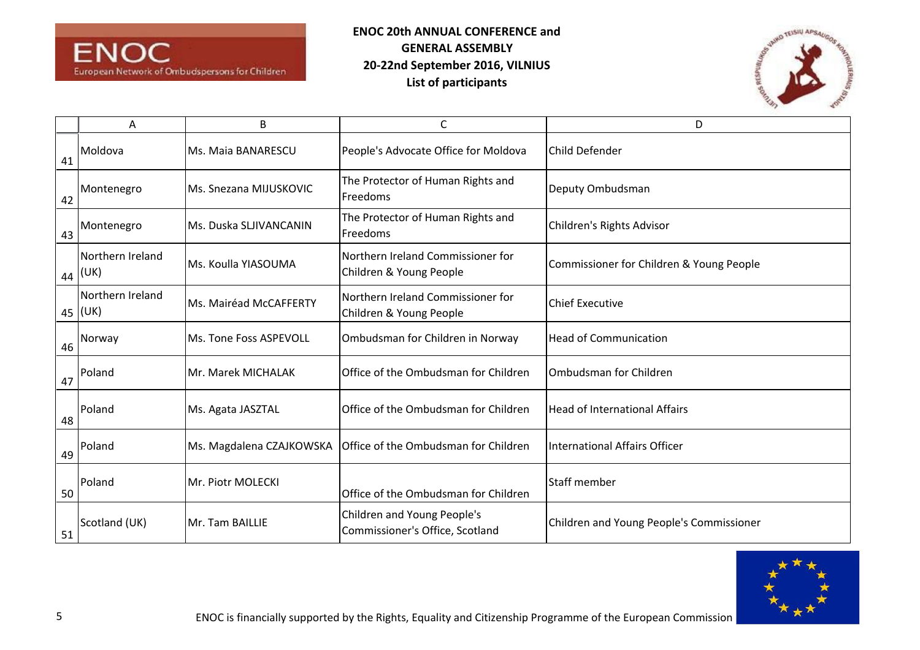**ENOC 20th ANNUAL CONFERENCE and GENERAL ASSEMBLY**
**20-22nd September 2016, VILNIUS**
**List of participants**

| | A | B | C | D |
|---|---|---|---|---|
| 41 | Moldova | Ms. Maia BANARESCU | People's Advocate Office for Moldova | Child Defender |
| 42 | Montenegro | Ms. Snezana MIJUSKOVIC | The Protector of Human Rights and Freedoms | Deputy Ombudsman |
| 43 | Montenegro | Ms. Duska SLJIVANCANIN | The Protector of Human Rights and Freedoms | Children's Rights Advisor |
| 44 | Northern Ireland (UK) | Ms. Koulla YIASOUMA | Northern Ireland Commissioner for Children & Young People | Commissioner for Children & Young People |
| 45 | Northern Ireland (UK) | Ms. Mairéad McCAFFERTY | Northern Ireland Commissioner for Children & Young People | Chief Executive |
| 46 | Norway | Ms. Tone Foss ASPEVOLL | Ombudsman for Children in Norway | Head of Communication |
| 47 | Poland | Mr. Marek MICHALAK | Office of the Ombudsman for Children | Ombudsman for Children |
| 48 | Poland | Ms. Agata JASZTAL | Office of the Ombudsman for Children | Head of International Affairs |
| 49 | Poland | Ms. Magdalena CZAJKOWSKA | Office of the Ombudsman for Children | International Affairs Officer |
| 50 | Poland | Mr. Piotr MOLECKI | Office of the Ombudsman for Children | Staff member |
| 51 | Scotland (UK) | Mr. Tam BAILLIE | Children and Young People's Commissioner's Office, Scotland | Children and Young People's Commissioner |

ENOC is financially supported by the Rights, Equality and Citizenship Programme of the European Commission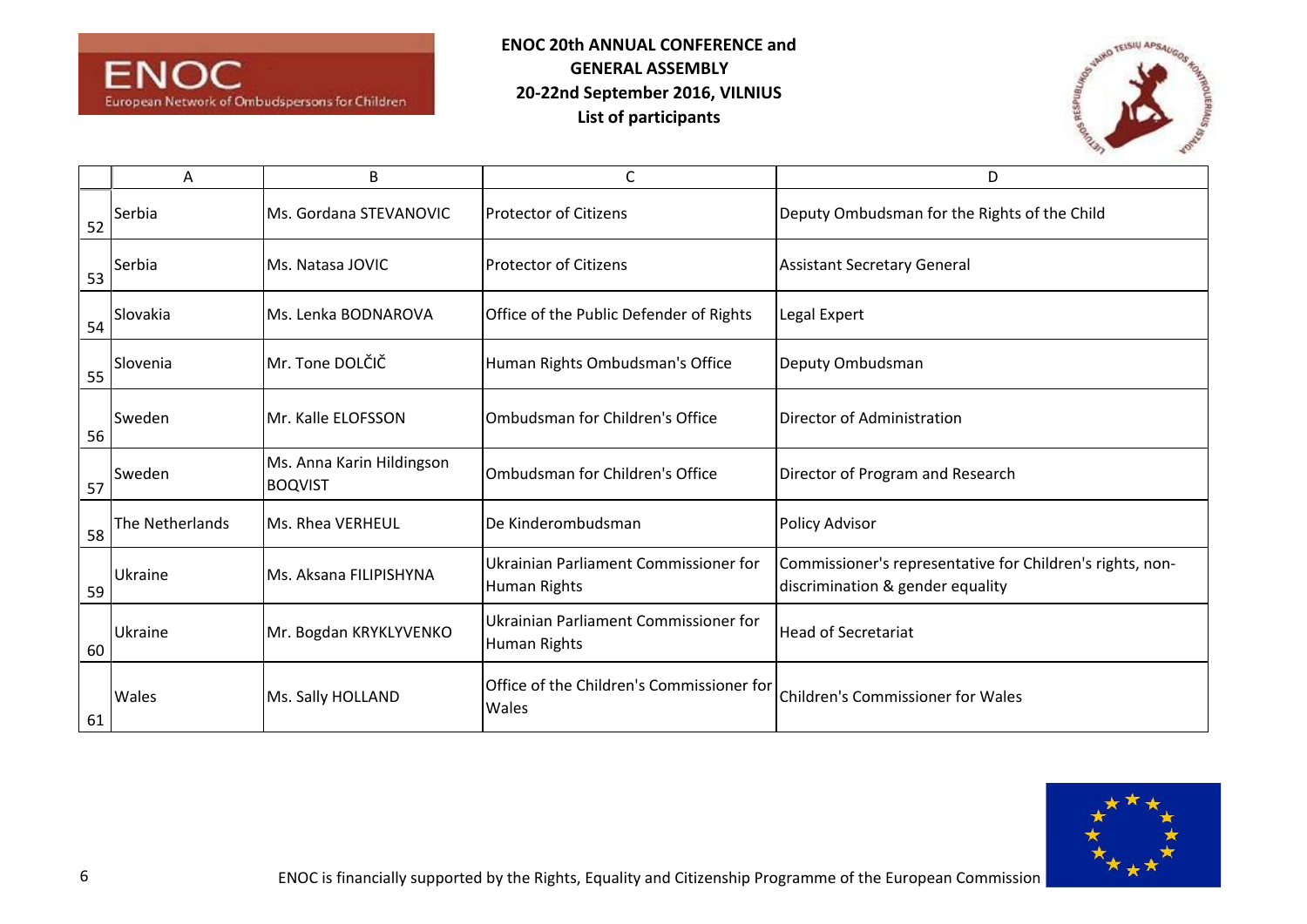**ENOC 20th ANNUAL CONFERENCE and GENERAL ASSEMBLY**
**20-22nd September 2016, VILNIUS**
**List of participants**

| | A | B | C | D |
|---|---|---|---|---|
| 52 | Serbia | Ms. Gordana STEVANOVIC | Protector of Citizens | Deputy Ombudsman for the Rights of the Child |
| 53 | Serbia | Ms. Natasa JOVIC | Protector of Citizens | Assistant Secretary General |
| 54 | Slovakia | Ms. Lenka BODNAROVA | Office of the Public Defender of Rights | Legal Expert |
| 55 | Slovenia | Mr. Tone DOLČIČ | Human Rights Ombudsman's Office | Deputy Ombudsman |
| 56 | Sweden | Mr. Kalle ELOFSSON | Ombudsman for Children's Office | Director of Administration |
| 57 | Sweden | Ms. Anna Karin Hildingson BOQVIST | Ombudsman for Children's Office | Director of Program and Research |
| 58 | The Netherlands | Ms. Rhea VERHEUL | De Kinderombudsman | Policy Advisor |
| 59 | Ukraine | Ms. Aksana FILIPISHYNA | Ukrainian Parliament Commissioner for Human Rights | Commissioner's representative for Children's rights, non-discrimination & gender equality |
| 60 | Ukraine | Mr. Bogdan KRYKLYVENKO | Ukrainian Parliament Commissioner for Human Rights | Head of Secretariat |
| 61 | Wales | Ms. Sally HOLLAND | Office of the Children's Commissioner for Wales | Children's Commissioner for Wales |

ENOC is financially supported by the Rights, Equality and Citizenship Programme of the European Commission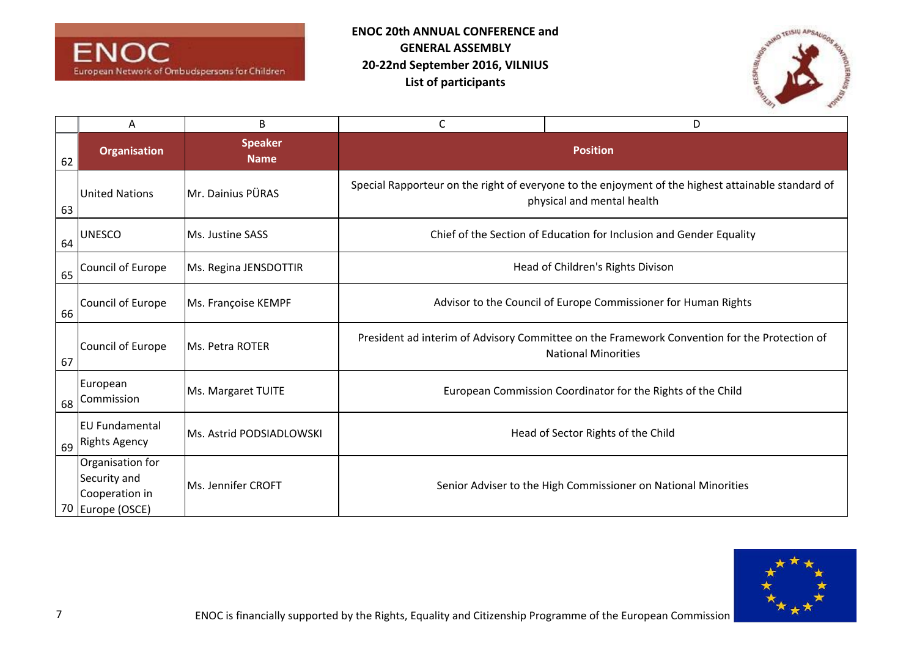**ENOC 20th ANNUAL CONFERENCE and GENERAL ASSEMBLY**
**20-22nd September 2016, VILNIUS**
**List of participants**

| | A | B | C | D |
|---|---|---|---|---|
| 62 | **Organisation** | **Speaker Name** | **Position** | |
| 63 | United Nations | Mr. Dainius PŪRAS | Special Rapporteur on the right of everyone to the enjoyment of the highest attainable standard of physical and mental health | |
| 64 | UNESCO | Ms. Justine SASS | Chief of the Section of Education for Inclusion and Gender Equality | |
| 65 | Council of Europe | Ms. Regina JENSDOTTIR | Head of Children's Rights Divison | |
| 66 | Council of Europe | Ms. Françoise KEMPF | Advisor to the Council of Europe Commissioner for Human Rights | |
| 67 | Council of Europe | Ms. Petra ROTER | President ad interim of Advisory Committee on the Framework Convention for the Protection of National Minorities | |
| 68 | European Commission | Ms. Margaret TUITE | European Commission Coordinator for the Rights of the Child | |
| 69 | EU Fundamental Rights Agency | Ms. Astrid PODSIADLOWSKI | Head of Sector Rights of the Child | |
| 70 | Organisation for Security and Cooperation in Europe (OSCE) | Ms. Jennifer CROFT | Senior Adviser to the High Commissioner on National Minorities | |

ENOC is financially supported by the Rights, Equality and Citizenship Programme of the European Commission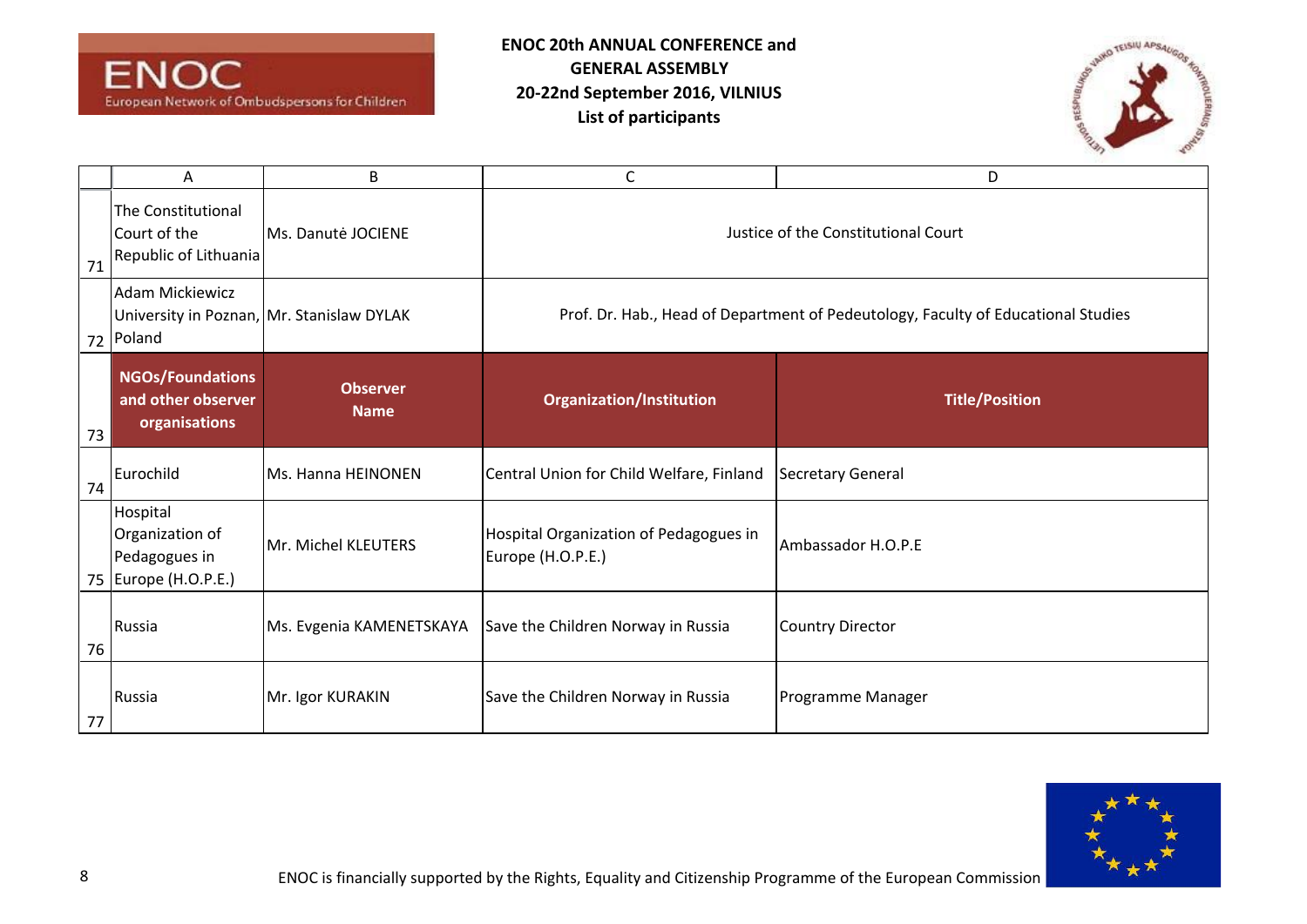**ENOC 20th ANNUAL CONFERENCE and GENERAL ASSEMBLY**
**20-22nd September 2016, VILNIUS**
**List of participants**

| | A | B | C | D |
|---|---|---|---|---|
| 71 | The Constitutional Court of the Republic of Lithuania | Ms. Danutė JOCIENE | Justice of the Constitutional Court | |
| 72 | Adam Mickiewicz University in Poznan, Poland | Mr. Stanislaw DYLAK | Prof. Dr. Hab., Head of Department of Pedeutology, Faculty of Educational Studies | |
| 73 | **NGOs/Foundations and other observer organisations** | **Observer Name** | **Organization/Institution** | **Title/Position** |
| 74 | Eurochild | Ms. Hanna HEINONEN | Central Union for Child Welfare, Finland | Secretary General |
| 75 | Hospital Organization of Pedagogues in Europe (H.O.P.E.) | Mr. Michel KLEUTERS | Hospital Organization of Pedagogues in Europe (H.O.P.E.) | Ambassador H.O.P.E |
| 76 | Russia | Ms. Evgenia KAMENETSKAYA | Save the Children Norway in Russia | Country Director |
| 77 | Russia | Mr. Igor KURAKIN | Save the Children Norway in Russia | Programme Manager |

ENOC is financially supported by the Rights, Equality and Citizenship Programme of the European Commission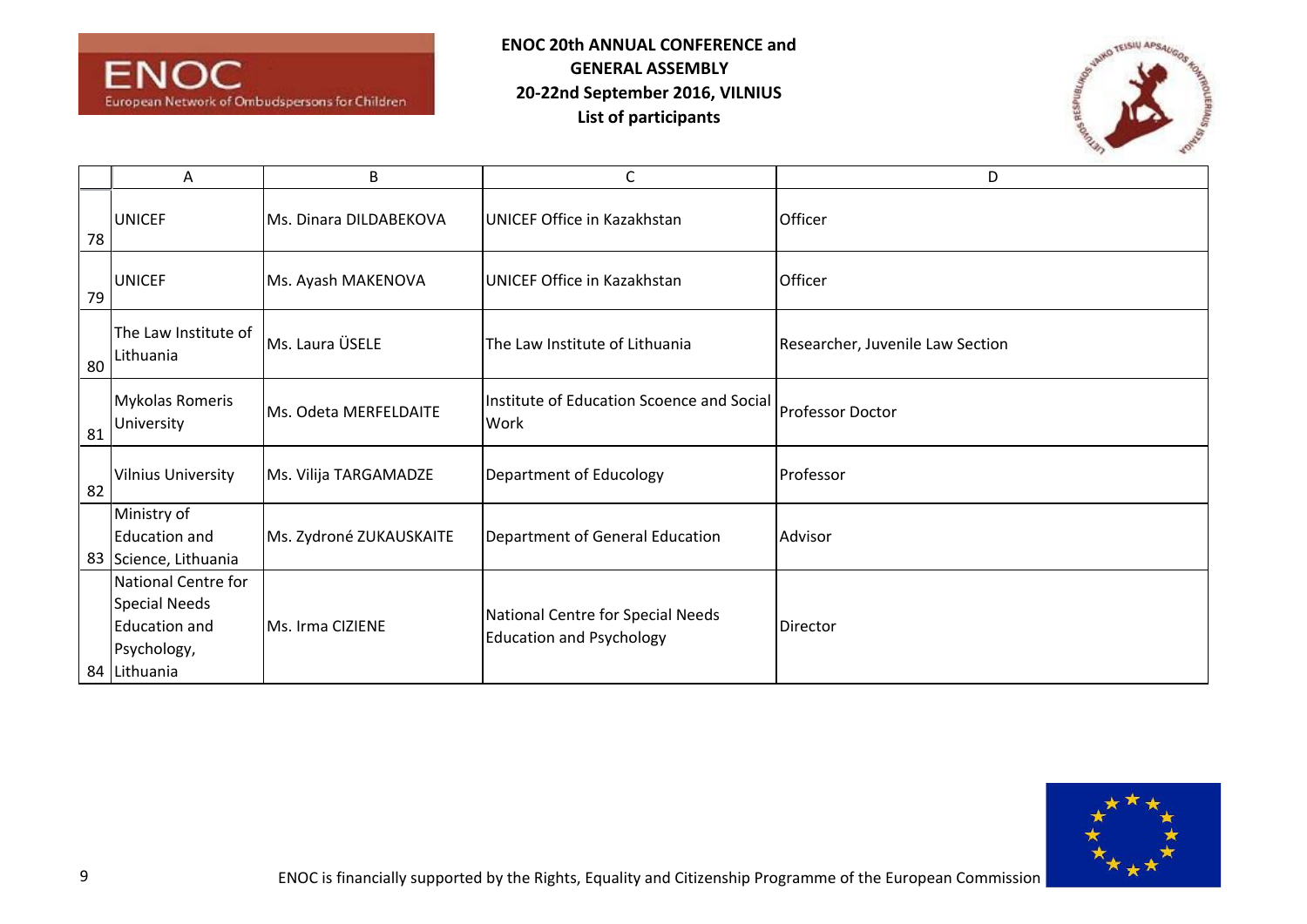**ENOC 20th ANNUAL CONFERENCE and GENERAL ASSEMBLY**
**20-22nd September 2016, VILNIUS**
**List of participants**

| | A | B | C | D |
|---|---|---|---|---|
| 78 | UNICEF | Ms. Dinara DILDABEKOVA | UNICEF Office in Kazakhstan | Officer |
| 79 | UNICEF | Ms. Ayash MAKENOVA | UNICEF Office in Kazakhstan | Officer |
| 80 | The Law Institute of Lithuania | Ms. Laura ÜSELE | The Law Institute of Lithuania | Researcher, Juvenile Law Section |
| 81 | Mykolas Romeris University | Ms. Odeta MERFELDAITE | Institute of Education Scoence and Social Work | Professor Doctor |
| 82 | Vilnius University | Ms. Vilija TARGAMADZE | Department of Educology | Professor |
| 83 | Ministry of Education and Science, Lithuania | Ms. Zydroné ZUKAUSKAITE | Department of General Education | Advisor |
| 84 | National Centre for Special Needs Education and Psychology, Lithuania | Ms. Irma CIZIENE | National Centre for Special Needs Education and Psychology | Director |

ENOC is financially supported by the Rights, Equality and Citizenship Programme of the European Commission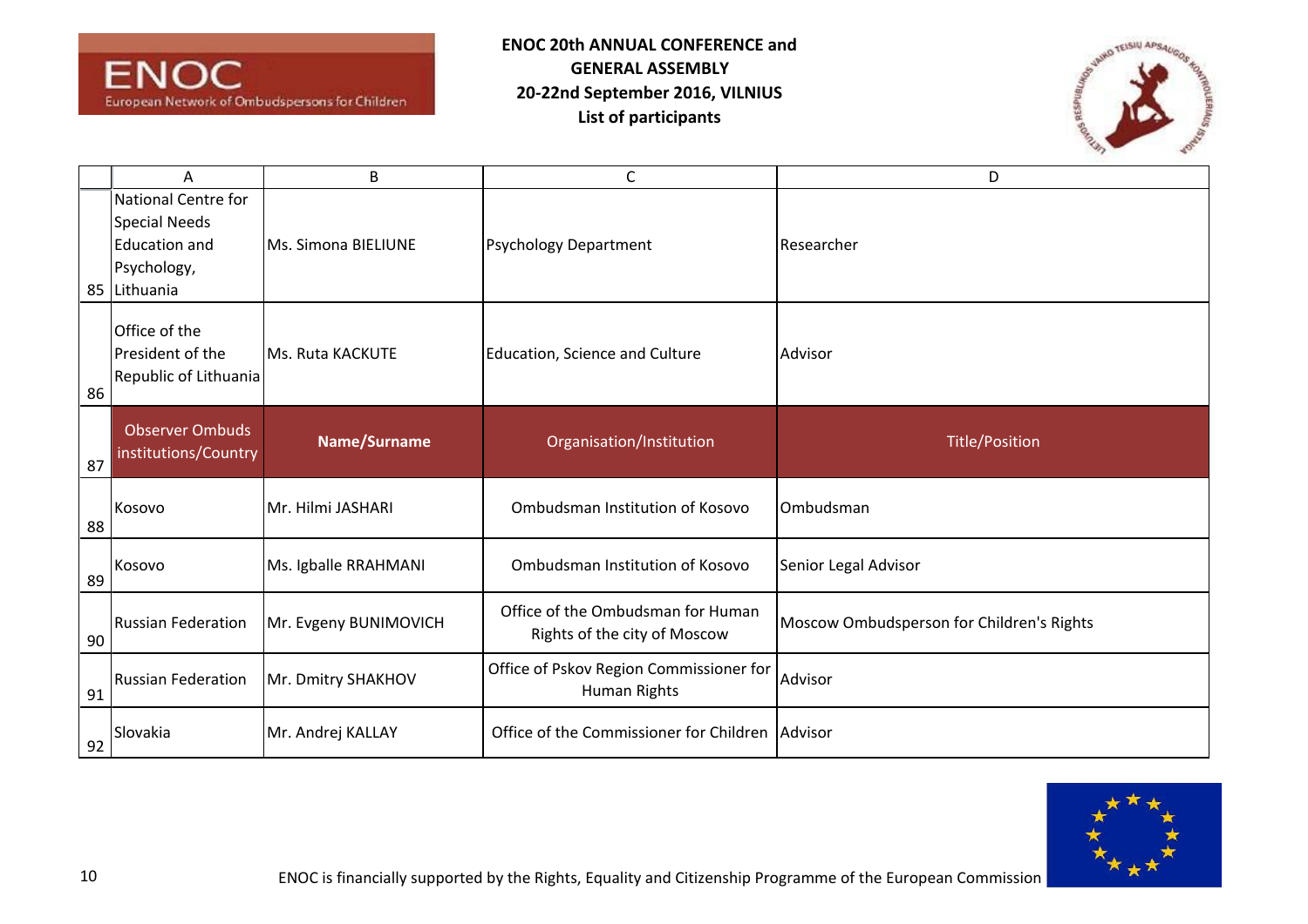**ENOC 20th ANNUAL CONFERENCE and GENERAL ASSEMBLY**
**20-22nd September 2016, VILNIUS**
**List of participants**

| | A | B | C | D |
|---|---|---|---|---|
| 85 | National Centre for Special Needs Education and Psychology, Lithuania | Ms. Simona BIELIUNE | Psychology Department | Researcher |
| 86 | Office of the President of the Republic of Lithuania | Ms. Ruta KACKUTE | Education, Science and Culture | Advisor |
| 87 | **Observer Ombuds institutions/Country** | **Name/Surname** | **Organisation/Institution** | **Title/Position** |
| 88 | Kosovo | Mr. Hilmi JASHARI | Ombudsman Institution of Kosovo | Ombudsman |
| 89 | Kosovo | Ms. Igballe RRAHMANI | Ombudsman Institution of Kosovo | Senior Legal Advisor |
| 90 | Russian Federation | Mr. Evgeny BUNIMOVICH | Office of the Ombudsman for Human Rights of the city of Moscow | Moscow Ombudsperson for Children's Rights |
| 91 | Russian Federation | Mr. Dmitry SHAKHOV | Office of Pskov Region Commissioner for Human Rights | Advisor |
| 92 | Slovakia | Mr. Andrej KALLAY | Office of the Commissioner for Children | Advisor |

ENOC is financially supported by the Rights, Equality and Citizenship Programme of the European Commission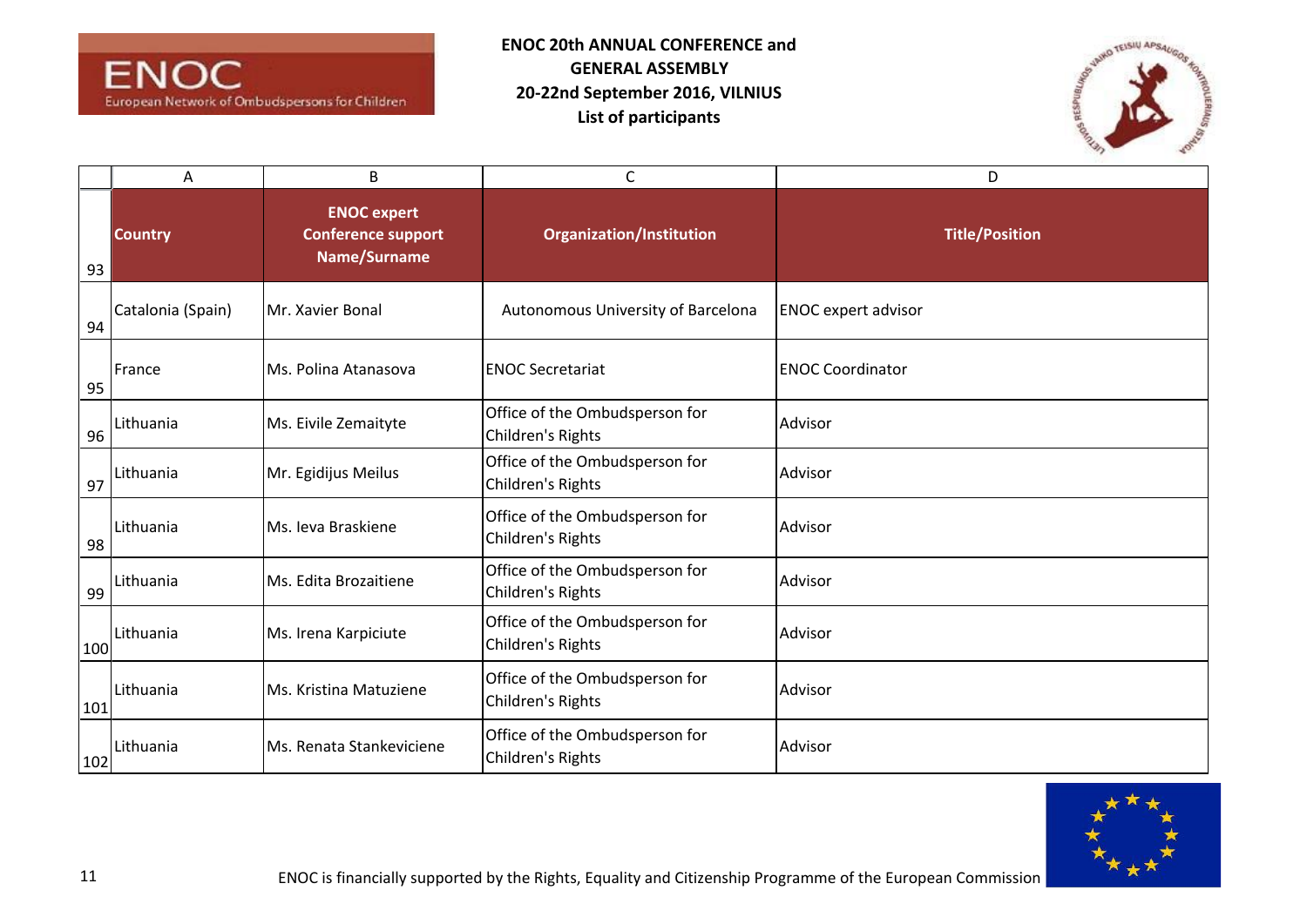**ENOC 20th ANNUAL CONFERENCE and GENERAL ASSEMBLY**
**20-22nd September 2016, VILNIUS**
**List of participants**

| | A | B | C | D |
|---|---|---|---|---|
| 93 | **Country** | **ENOC expert Conference support Name/Surname** | **Organization/Institution** | **Title/Position** |
| 94 | Catalonia (Spain) | Mr. Xavier Bonal | Autonomous University of Barcelona | ENOC expert advisor |
| 95 | France | Ms. Polina Atanasova | ENOC Secretariat | ENOC Coordinator |
| 96 | Lithuania | Ms. Eivile Zemaityte | Office of the Ombudsperson for Children's Rights | Advisor |
| 97 | Lithuania | Mr. Egidijus Meilus | Office of the Ombudsperson for Children's Rights | Advisor |
| 98 | Lithuania | Ms. Ieva Braskiene | Office of the Ombudsperson for Children's Rights | Advisor |
| 99 | Lithuania | Ms. Edita Brozaitiene | Office of the Ombudsperson for Children's Rights | Advisor |
| 100 | Lithuania | Ms. Irena Karpiciute | Office of the Ombudsperson for Children's Rights | Advisor |
| 101 | Lithuania | Ms. Kristina Matuziene | Office of the Ombudsperson for Children's Rights | Advisor |
| 102 | Lithuania | Ms. Renata Stankeviciene | Office of the Ombudsperson for Children's Rights | Advisor |

ENOC is financially supported by the Rights, Equality and Citizenship Programme of the European Commission